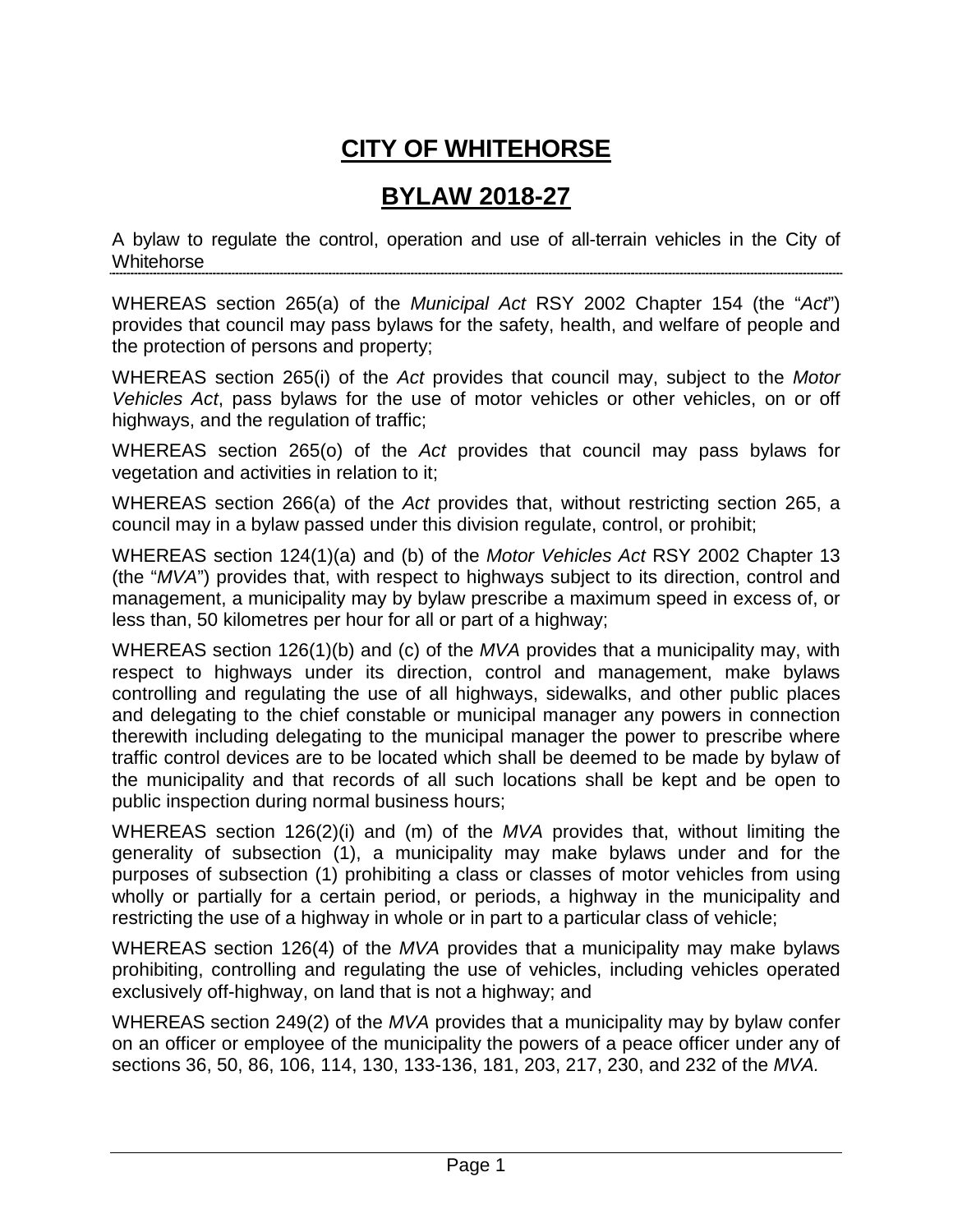# CITY OF WHITEHORSE

# BYLAW 2018-27

A bylaw to regulate the control, operation and use of all-terrain vehicles in the City of Whitehorse

---

WHEREAS section 265(a) of the *Municipal Act* RSY 2002 Chapter 154 (the "*Act*") provides that council may pass bylaws for the safety, health, and welfare of people and the protection of persons and property;

WHEREAS section 265(i) of the *Act* provides that council may, subject to the *Motor Vehicles Act*, pass bylaws for the use of motor vehicles or other vehicles, on or off highways, and the regulation of traffic;

WHEREAS section 265(o) of the *Act* provides that council may pass bylaws for vegetation and activities in relation to it;

WHEREAS section 266(a) of the *Act* provides that, without restricting section 265, a council may in a bylaw passed under this division regulate, control, or prohibit;

WHEREAS section 124(1)(a) and (b) of the *Motor Vehicles Act* RSY 2002 Chapter 13 (the "*MVA*") provides that, with respect to highways subject to its direction, control and management, a municipality may by bylaw prescribe a maximum speed in excess of, or less than, 50 kilometres per hour for all or part of a highway;

WHEREAS section 126(1)(b) and (c) of the *MVA* provides that a municipality may, with respect to highways under its direction, control and management, make bylaws controlling and regulating the use of all highways, sidewalks, and other public places and delegating to the chief constable or municipal manager any powers in connection therewith including delegating to the municipal manager the power to prescribe where traffic control devices are to be located which shall be deemed to be made by bylaw of the municipality and that records of all such locations shall be kept and be open to public inspection during normal business hours;

WHEREAS section 126(2)(i) and (m) of the *MVA* provides that, without limiting the generality of subsection (1), a municipality may make bylaws under and for the purposes of subsection (1) prohibiting a class or classes of motor vehicles from using wholly or partially for a certain period, or periods, a highway in the municipality and restricting the use of a highway in whole or in part to a particular class of vehicle;

WHEREAS section 126(4) of the *MVA* provides that a municipality may make bylaws prohibiting, controlling and regulating the use of vehicles, including vehicles operated exclusively off-highway, on land that is not a highway; and

WHEREAS section 249(2) of the *MVA* provides that a municipality may by bylaw confer on an officer or employee of the municipality the powers of a peace officer under any of sections 36, 50, 86, 106, 114, 130, 133-136, 181, 203, 217, 230, and 232 of the *MVA*.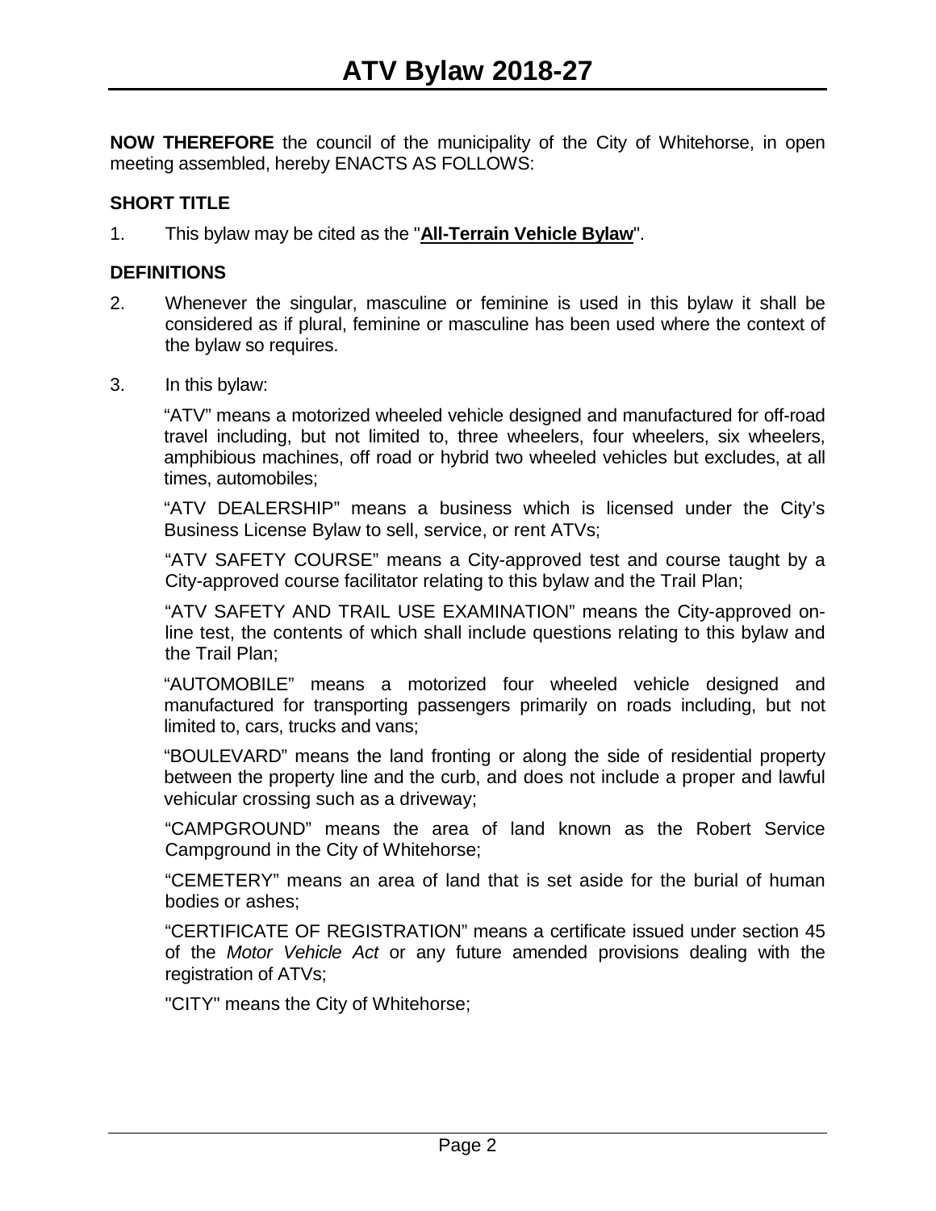# ATV Bylaw 2018-27

**NOW THEREFORE** the council of the municipality of the City of Whitehorse, in open meeting assembled, hereby ENACTS AS FOLLOWS:

### SHORT TITLE

1. This bylaw may be cited as the "**All-Terrain Vehicle Bylaw**".

### DEFINITIONS

2. Whenever the singular, masculine or feminine is used in this bylaw it shall be considered as if plural, feminine or masculine has been used where the context of the bylaw so requires.

3. In this bylaw:

   "ATV" means a motorized wheeled vehicle designed and manufactured for off-road travel including, but not limited to, three wheelers, four wheelers, six wheelers, amphibious machines, off road or hybrid two wheeled vehicles but excludes, at all times, automobiles;

   "ATV DEALERSHIP" means a business which is licensed under the City's Business License Bylaw to sell, service, or rent ATVs;

   "ATV SAFETY COURSE" means a City-approved test and course taught by a City-approved course facilitator relating to this bylaw and the Trail Plan;

   "ATV SAFETY AND TRAIL USE EXAMINATION" means the City-approved on-line test, the contents of which shall include questions relating to this bylaw and the Trail Plan;

   "AUTOMOBILE" means a motorized four wheeled vehicle designed and manufactured for transporting passengers primarily on roads including, but not limited to, cars, trucks and vans;

   "BOULEVARD" means the land fronting or along the side of residential property between the property line and the curb, and does not include a proper and lawful vehicular crossing such as a driveway;

   "CAMPGROUND" means the area of land known as the Robert Service Campground in the City of Whitehorse;

   "CEMETERY" means an area of land that is set aside for the burial of human bodies or ashes;

   "CERTIFICATE OF REGISTRATION" means a certificate issued under section 45 of the *Motor Vehicle Act* or any future amended provisions dealing with the registration of ATVs;

   "CITY" means the City of Whitehorse;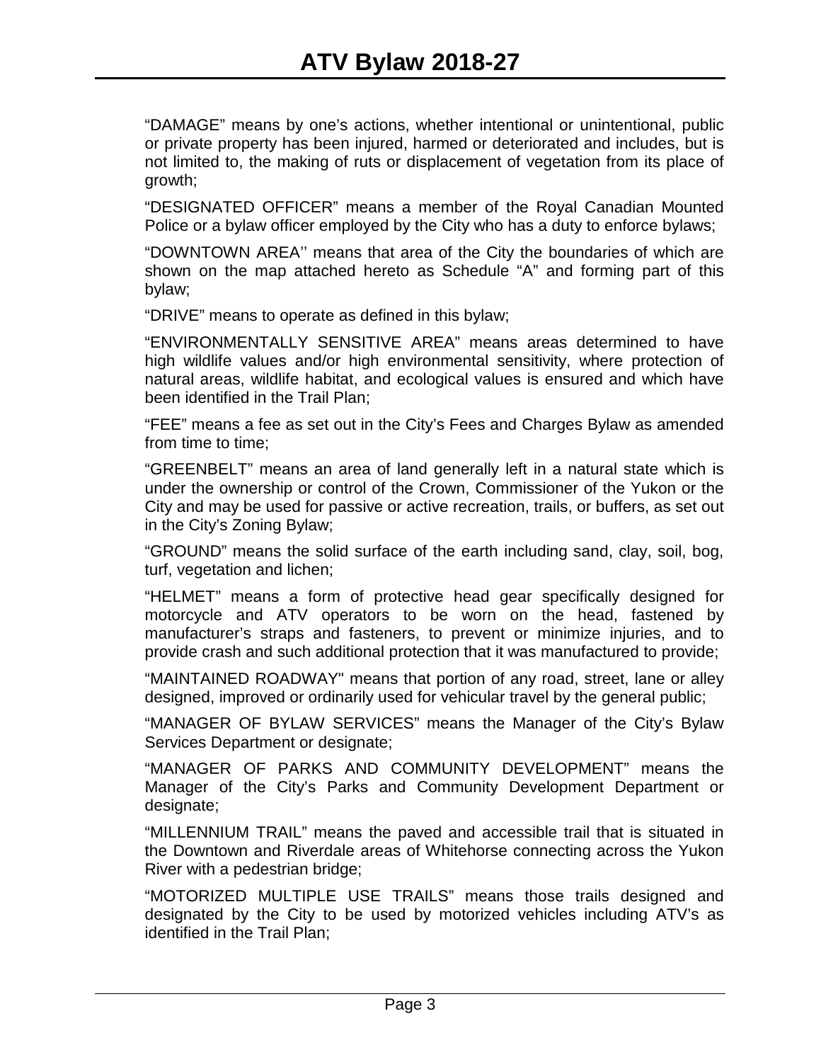"DAMAGE" means by one's actions, whether intentional or unintentional, public or private property has been injured, harmed or deteriorated and includes, but is not limited to, the making of ruts or displacement of vegetation from its place of growth;

"DESIGNATED OFFICER" means a member of the Royal Canadian Mounted Police or a bylaw officer employed by the City who has a duty to enforce bylaws;

"DOWNTOWN AREA'' means that area of the City the boundaries of which are shown on the map attached hereto as Schedule "A" and forming part of this bylaw;

"DRIVE" means to operate as defined in this bylaw;

"ENVIRONMENTALLY SENSITIVE AREA" means areas determined to have high wildlife values and/or high environmental sensitivity, where protection of natural areas, wildlife habitat, and ecological values is ensured and which have been identified in the Trail Plan;

"FEE" means a fee as set out in the City's Fees and Charges Bylaw as amended from time to time;

"GREENBELT" means an area of land generally left in a natural state which is under the ownership or control of the Crown, Commissioner of the Yukon or the City and may be used for passive or active recreation, trails, or buffers, as set out in the City's Zoning Bylaw;

"GROUND" means the solid surface of the earth including sand, clay, soil, bog, turf, vegetation and lichen;

"HELMET" means a form of protective head gear specifically designed for motorcycle and ATV operators to be worn on the head, fastened by manufacturer's straps and fasteners, to prevent or minimize injuries, and to provide crash and such additional protection that it was manufactured to provide;

"MAINTAINED ROADWAY" means that portion of any road, street, lane or alley designed, improved or ordinarily used for vehicular travel by the general public;

"MANAGER OF BYLAW SERVICES" means the Manager of the City's Bylaw Services Department or designate;

"MANAGER OF PARKS AND COMMUNITY DEVELOPMENT" means the Manager of the City's Parks and Community Development Department or designate;

"MILLENNIUM TRAIL" means the paved and accessible trail that is situated in the Downtown and Riverdale areas of Whitehorse connecting across the Yukon River with a pedestrian bridge;

"MOTORIZED MULTIPLE USE TRAILS" means those trails designed and designated by the City to be used by motorized vehicles including ATV's as identified in the Trail Plan;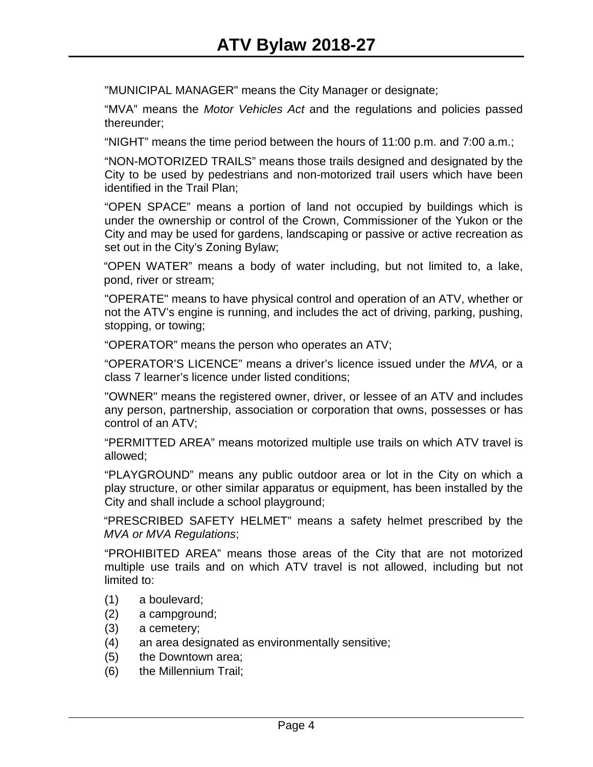"MUNICIPAL MANAGER" means the City Manager or designate;

"MVA" means the *Motor Vehicles Act* and the regulations and policies passed thereunder;

"NIGHT" means the time period between the hours of 11:00 p.m. and 7:00 a.m.;

"NON-MOTORIZED TRAILS" means those trails designed and designated by the City to be used by pedestrians and non-motorized trail users which have been identified in the Trail Plan;

"OPEN SPACE" means a portion of land not occupied by buildings which is under the ownership or control of the Crown, Commissioner of the Yukon or the City and may be used for gardens, landscaping or passive or active recreation as set out in the City's Zoning Bylaw;

"OPEN WATER" means a body of water including, but not limited to, a lake, pond, river or stream;

"OPERATE" means to have physical control and operation of an ATV, whether or not the ATV's engine is running, and includes the act of driving, parking, pushing, stopping, or towing;

"OPERATOR" means the person who operates an ATV;

"OPERATOR'S LICENCE" means a driver's licence issued under the *MVA,* or a class 7 learner's licence under listed conditions;

"OWNER" means the registered owner, driver, or lessee of an ATV and includes any person, partnership, association or corporation that owns, possesses or has control of an ATV;

"PERMITTED AREA" means motorized multiple use trails on which ATV travel is allowed;

"PLAYGROUND" means any public outdoor area or lot in the City on which a play structure, or other similar apparatus or equipment, has been installed by the City and shall include a school playground;

"PRESCRIBED SAFETY HELMET" means a safety helmet prescribed by the *MVA or MVA Regulations*;

"PROHIBITED AREA" means those areas of the City that are not motorized multiple use trails and on which ATV travel is not allowed, including but not limited to:

(1) a boulevard;
(2) a campground;
(3) a cemetery;
(4) an area designated as environmentally sensitive;
(5) the Downtown area;
(6) the Millennium Trail;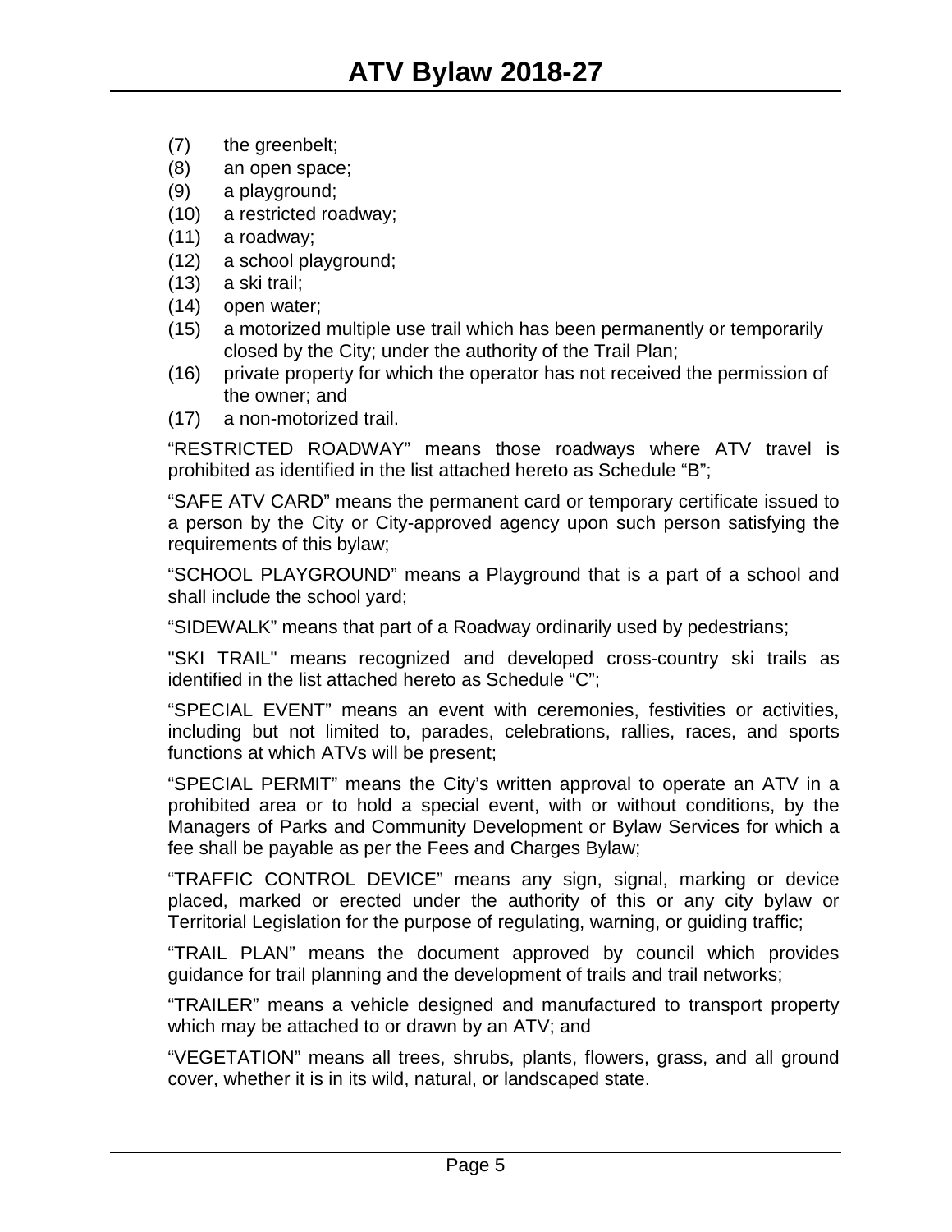(7) the greenbelt;
(8) an open space;
(9) a playground;
(10) a restricted roadway;
(11) a roadway;
(12) a school playground;
(13) a ski trail;
(14) open water;
(15) a motorized multiple use trail which has been permanently or temporarily closed by the City; under the authority of the Trail Plan;
(16) private property for which the operator has not received the permission of the owner; and
(17) a non-motorized trail.

"RESTRICTED ROADWAY" means those roadways where ATV travel is prohibited as identified in the list attached hereto as Schedule "B";

"SAFE ATV CARD" means the permanent card or temporary certificate issued to a person by the City or City-approved agency upon such person satisfying the requirements of this bylaw;

"SCHOOL PLAYGROUND" means a Playground that is a part of a school and shall include the school yard;

"SIDEWALK" means that part of a Roadway ordinarily used by pedestrians;

"SKI TRAIL" means recognized and developed cross-country ski trails as identified in the list attached hereto as Schedule "C";

"SPECIAL EVENT" means an event with ceremonies, festivities or activities, including but not limited to, parades, celebrations, rallies, races, and sports functions at which ATVs will be present;

"SPECIAL PERMIT" means the City's written approval to operate an ATV in a prohibited area or to hold a special event, with or without conditions, by the Managers of Parks and Community Development or Bylaw Services for which a fee shall be payable as per the Fees and Charges Bylaw;

"TRAFFIC CONTROL DEVICE" means any sign, signal, marking or device placed, marked or erected under the authority of this or any city bylaw or Territorial Legislation for the purpose of regulating, warning, or guiding traffic;

"TRAIL PLAN" means the document approved by council which provides guidance for trail planning and the development of trails and trail networks;

"TRAILER" means a vehicle designed and manufactured to transport property which may be attached to or drawn by an ATV; and

"VEGETATION" means all trees, shrubs, plants, flowers, grass, and all ground cover, whether it is in its wild, natural, or landscaped state.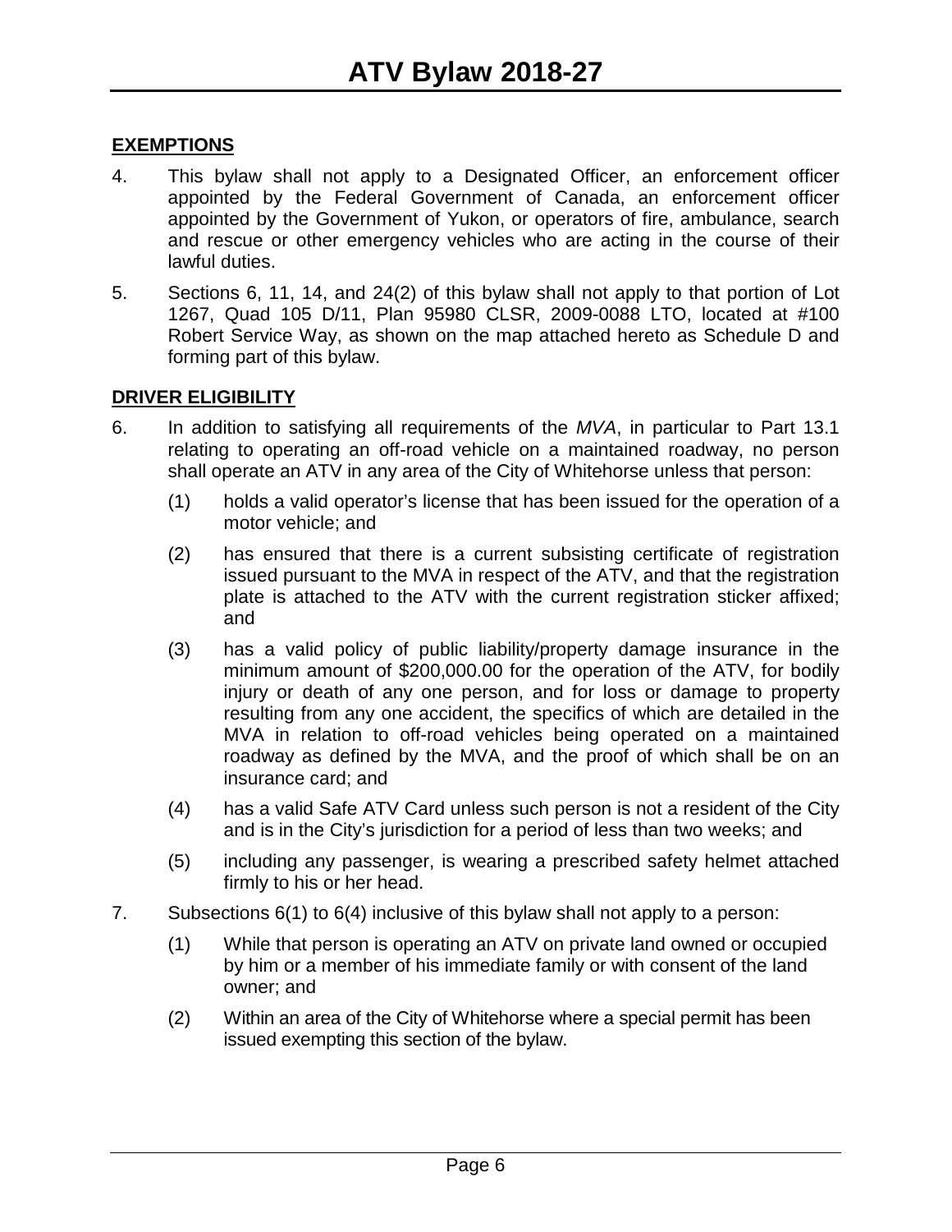## **EXEMPTIONS**

4. This bylaw shall not apply to a Designated Officer, an enforcement officer appointed by the Federal Government of Canada, an enforcement officer appointed by the Government of Yukon, or operators of fire, ambulance, search and rescue or other emergency vehicles who are acting in the course of their lawful duties.

5. Sections 6, 11, 14, and 24(2) of this bylaw shall not apply to that portion of Lot 1267, Quad 105 D/11, Plan 95980 CLSR, 2009-0088 LTO, located at #100 Robert Service Way, as shown on the map attached hereto as Schedule D and forming part of this bylaw.

## **DRIVER ELIGIBILITY**

6. In addition to satisfying all requirements of the *MVA*, in particular to Part 13.1 relating to operating an off-road vehicle on a maintained roadway, no person shall operate an ATV in any area of the City of Whitehorse unless that person:

   (1) holds a valid operator's license that has been issued for the operation of a motor vehicle; and

   (2) has ensured that there is a current subsisting certificate of registration issued pursuant to the MVA in respect of the ATV, and that the registration plate is attached to the ATV with the current registration sticker affixed; and

   (3) has a valid policy of public liability/property damage insurance in the minimum amount of $200,000.00 for the operation of the ATV, for bodily injury or death of any one person, and for loss or damage to property resulting from any one accident, the specifics of which are detailed in the MVA in relation to off-road vehicles being operated on a maintained roadway as defined by the MVA, and the proof of which shall be on an insurance card; and

   (4) has a valid Safe ATV Card unless such person is not a resident of the City and is in the City's jurisdiction for a period of less than two weeks; and

   (5) including any passenger, is wearing a prescribed safety helmet attached firmly to his or her head.

7. Subsections 6(1) to 6(4) inclusive of this bylaw shall not apply to a person:

   (1) While that person is operating an ATV on private land owned or occupied by him or a member of his immediate family or with consent of the land owner; and

   (2) Within an area of the City of Whitehorse where a special permit has been issued exempting this section of the bylaw.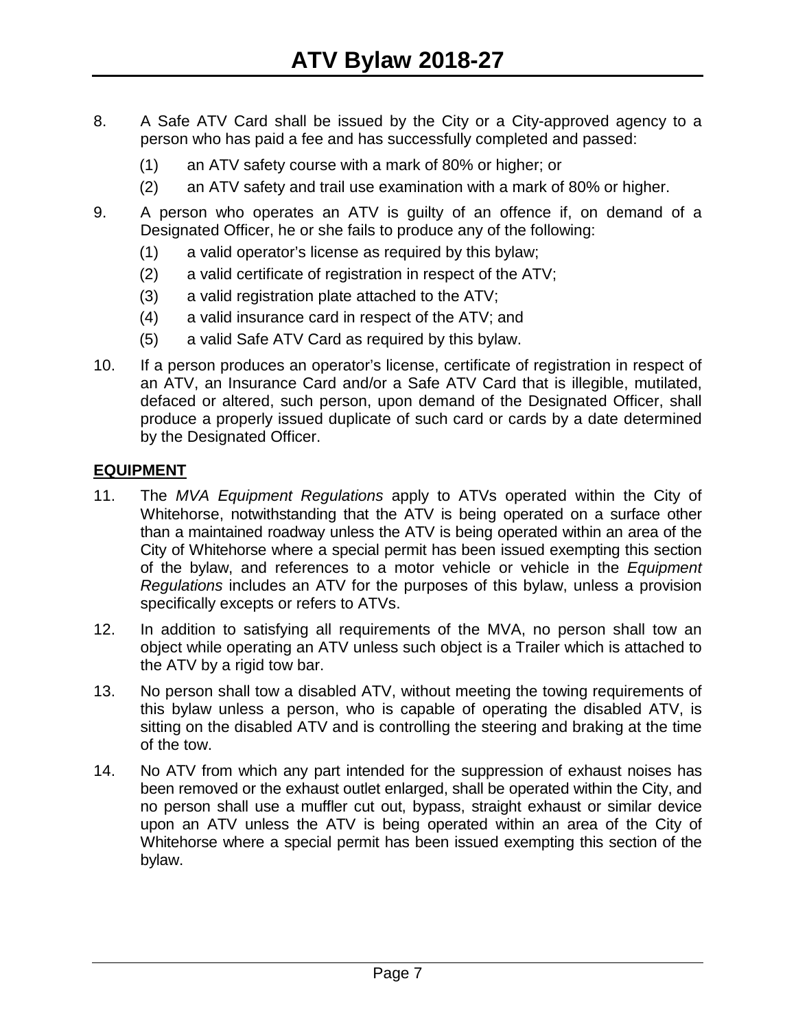8. A Safe ATV Card shall be issued by the City or a City-approved agency to a person who has paid a fee and has successfully completed and passed:

   (1) an ATV safety course with a mark of 80% or higher; or

   (2) an ATV safety and trail use examination with a mark of 80% or higher.

9. A person who operates an ATV is guilty of an offence if, on demand of a Designated Officer, he or she fails to produce any of the following:

   (1) a valid operator's license as required by this bylaw;

   (2) a valid certificate of registration in respect of the ATV;

   (3) a valid registration plate attached to the ATV;

   (4) a valid insurance card in respect of the ATV; and

   (5) a valid Safe ATV Card as required by this bylaw.

10. If a person produces an operator's license, certificate of registration in respect of an ATV, an Insurance Card and/or a Safe ATV Card that is illegible, mutilated, defaced or altered, such person, upon demand of the Designated Officer, shall produce a properly issued duplicate of such card or cards by a date determined by the Designated Officer.

**EQUIPMENT**

11. The *MVA Equipment Regulations* apply to ATVs operated within the City of Whitehorse, notwithstanding that the ATV is being operated on a surface other than a maintained roadway unless the ATV is being operated within an area of the City of Whitehorse where a special permit has been issued exempting this section of the bylaw, and references to a motor vehicle or vehicle in the *Equipment Regulations* includes an ATV for the purposes of this bylaw, unless a provision specifically excepts or refers to ATVs.

12. In addition to satisfying all requirements of the MVA, no person shall tow an object while operating an ATV unless such object is a Trailer which is attached to the ATV by a rigid tow bar.

13. No person shall tow a disabled ATV, without meeting the towing requirements of this bylaw unless a person, who is capable of operating the disabled ATV, is sitting on the disabled ATV and is controlling the steering and braking at the time of the tow.

14. No ATV from which any part intended for the suppression of exhaust noises has been removed or the exhaust outlet enlarged, shall be operated within the City, and no person shall use a muffler cut out, bypass, straight exhaust or similar device upon an ATV unless the ATV is being operated within an area of the City of Whitehorse where a special permit has been issued exempting this section of the bylaw.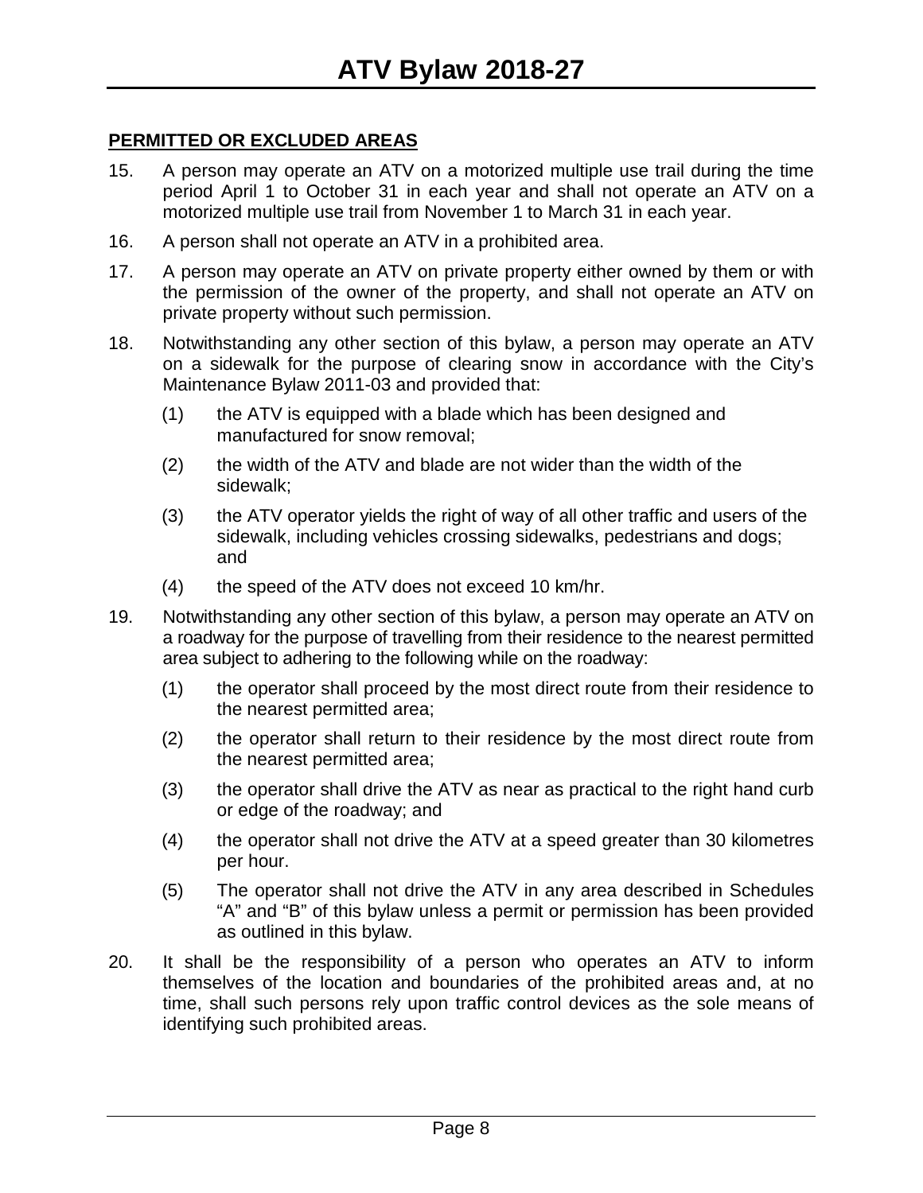**PERMITTED OR EXCLUDED AREAS**

15. A person may operate an ATV on a motorized multiple use trail during the time period April 1 to October 31 in each year and shall not operate an ATV on a motorized multiple use trail from November 1 to March 31 in each year.

16. A person shall not operate an ATV in a prohibited area.

17. A person may operate an ATV on private property either owned by them or with the permission of the owner of the property, and shall not operate an ATV on private property without such permission.

18. Notwithstanding any other section of this bylaw, a person may operate an ATV on a sidewalk for the purpose of clearing snow in accordance with the City's Maintenance Bylaw 2011-03 and provided that:

    (1) the ATV is equipped with a blade which has been designed and manufactured for snow removal;

    (2) the width of the ATV and blade are not wider than the width of the sidewalk;

    (3) the ATV operator yields the right of way of all other traffic and users of the sidewalk, including vehicles crossing sidewalks, pedestrians and dogs; and

    (4) the speed of the ATV does not exceed 10 km/hr.

19. Notwithstanding any other section of this bylaw, a person may operate an ATV on a roadway for the purpose of travelling from their residence to the nearest permitted area subject to adhering to the following while on the roadway:

    (1) the operator shall proceed by the most direct route from their residence to the nearest permitted area;

    (2) the operator shall return to their residence by the most direct route from the nearest permitted area;

    (3) the operator shall drive the ATV as near as practical to the right hand curb or edge of the roadway; and

    (4) the operator shall not drive the ATV at a speed greater than 30 kilometres per hour.

    (5) The operator shall not drive the ATV in any area described in Schedules "A" and "B" of this bylaw unless a permit or permission has been provided as outlined in this bylaw.

20. It shall be the responsibility of a person who operates an ATV to inform themselves of the location and boundaries of the prohibited areas and, at no time, shall such persons rely upon traffic control devices as the sole means of identifying such prohibited areas.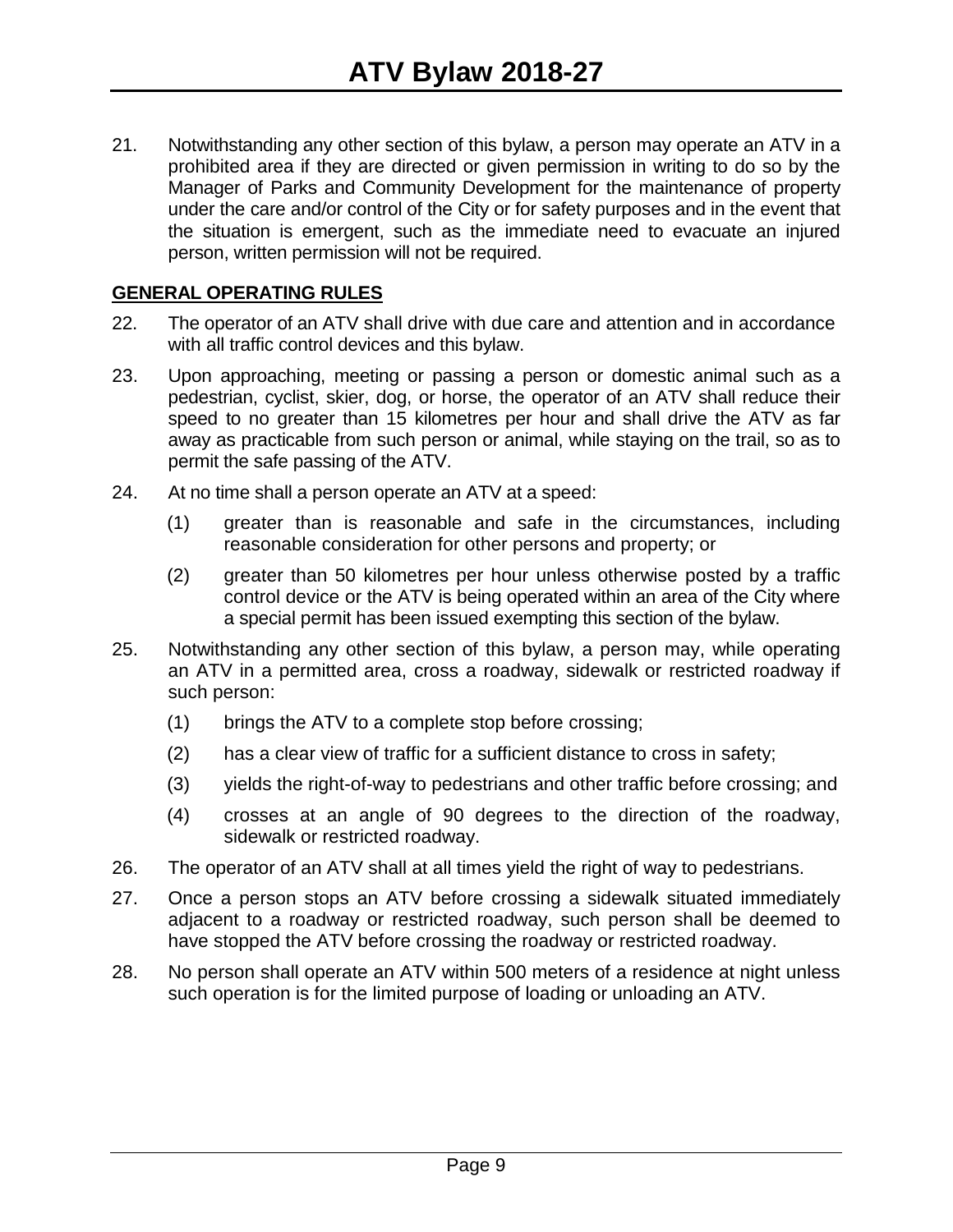21. Notwithstanding any other section of this bylaw, a person may operate an ATV in a prohibited area if they are directed or given permission in writing to do so by the Manager of Parks and Community Development for the maintenance of property under the care and/or control of the City or for safety purposes and in the event that the situation is emergent, such as the immediate need to evacuate an injured person, written permission will not be required.

**GENERAL OPERATING RULES**

22. The operator of an ATV shall drive with due care and attention and in accordance with all traffic control devices and this bylaw.

23. Upon approaching, meeting or passing a person or domestic animal such as a pedestrian, cyclist, skier, dog, or horse, the operator of an ATV shall reduce their speed to no greater than 15 kilometres per hour and shall drive the ATV as far away as practicable from such person or animal, while staying on the trail, so as to permit the safe passing of the ATV.

24. At no time shall a person operate an ATV at a speed:

    (1) greater than is reasonable and safe in the circumstances, including reasonable consideration for other persons and property; or

    (2) greater than 50 kilometres per hour unless otherwise posted by a traffic control device or the ATV is being operated within an area of the City where a special permit has been issued exempting this section of the bylaw.

25. Notwithstanding any other section of this bylaw, a person may, while operating an ATV in a permitted area, cross a roadway, sidewalk or restricted roadway if such person:

    (1) brings the ATV to a complete stop before crossing;

    (2) has a clear view of traffic for a sufficient distance to cross in safety;

    (3) yields the right-of-way to pedestrians and other traffic before crossing; and

    (4) crosses at an angle of 90 degrees to the direction of the roadway, sidewalk or restricted roadway.

26. The operator of an ATV shall at all times yield the right of way to pedestrians.

27. Once a person stops an ATV before crossing a sidewalk situated immediately adjacent to a roadway or restricted roadway, such person shall be deemed to have stopped the ATV before crossing the roadway or restricted roadway.

28. No person shall operate an ATV within 500 meters of a residence at night unless such operation is for the limited purpose of loading or unloading an ATV.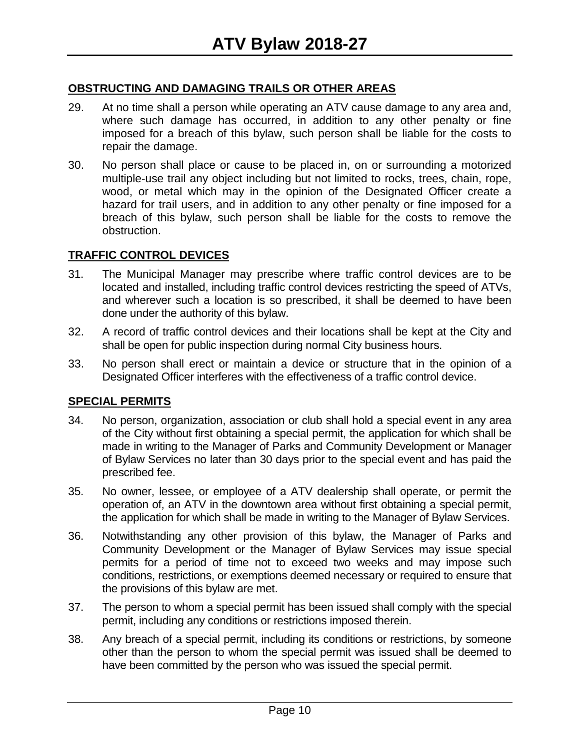## OBSTRUCTING AND DAMAGING TRAILS OR OTHER AREAS

29. At no time shall a person while operating an ATV cause damage to any area and, where such damage has occurred, in addition to any other penalty or fine imposed for a breach of this bylaw, such person shall be liable for the costs to repair the damage.

30. No person shall place or cause to be placed in, on or surrounding a motorized multiple-use trail any object including but not limited to rocks, trees, chain, rope, wood, or metal which may in the opinion of the Designated Officer create a hazard for trail users, and in addition to any other penalty or fine imposed for a breach of this bylaw, such person shall be liable for the costs to remove the obstruction.

## TRAFFIC CONTROL DEVICES

31. The Municipal Manager may prescribe where traffic control devices are to be located and installed, including traffic control devices restricting the speed of ATVs, and wherever such a location is so prescribed, it shall be deemed to have been done under the authority of this bylaw.

32. A record of traffic control devices and their locations shall be kept at the City and shall be open for public inspection during normal City business hours.

33. No person shall erect or maintain a device or structure that in the opinion of a Designated Officer interferes with the effectiveness of a traffic control device.

## SPECIAL PERMITS

34. No person, organization, association or club shall hold a special event in any area of the City without first obtaining a special permit, the application for which shall be made in writing to the Manager of Parks and Community Development or Manager of Bylaw Services no later than 30 days prior to the special event and has paid the prescribed fee.

35. No owner, lessee, or employee of a ATV dealership shall operate, or permit the operation of, an ATV in the downtown area without first obtaining a special permit, the application for which shall be made in writing to the Manager of Bylaw Services.

36. Notwithstanding any other provision of this bylaw, the Manager of Parks and Community Development or the Manager of Bylaw Services may issue special permits for a period of time not to exceed two weeks and may impose such conditions, restrictions, or exemptions deemed necessary or required to ensure that the provisions of this bylaw are met.

37. The person to whom a special permit has been issued shall comply with the special permit, including any conditions or restrictions imposed therein.

38. Any breach of a special permit, including its conditions or restrictions, by someone other than the person to whom the special permit was issued shall be deemed to have been committed by the person who was issued the special permit.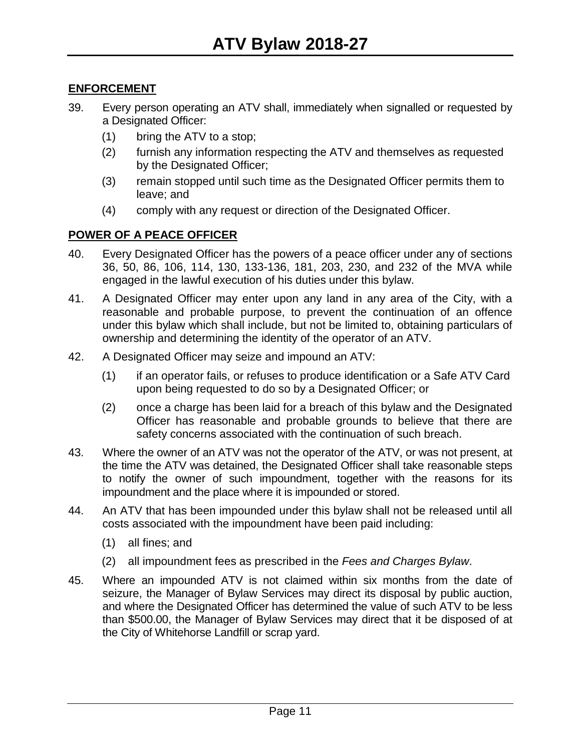## ENFORCEMENT

39. Every person operating an ATV shall, immediately when signalled or requested by a Designated Officer:
    (1) bring the ATV to a stop;
    (2) furnish any information respecting the ATV and themselves as requested by the Designated Officer;
    (3) remain stopped until such time as the Designated Officer permits them to leave; and
    (4) comply with any request or direction of the Designated Officer.

## POWER OF A PEACE OFFICER

40. Every Designated Officer has the powers of a peace officer under any of sections 36, 50, 86, 106, 114, 130, 133-136, 181, 203, 230, and 232 of the MVA while engaged in the lawful execution of his duties under this bylaw.

41. A Designated Officer may enter upon any land in any area of the City, with a reasonable and probable purpose, to prevent the continuation of an offence under this bylaw which shall include, but not be limited to, obtaining particulars of ownership and determining the identity of the operator of an ATV.

42. A Designated Officer may seize and impound an ATV:
    (1) if an operator fails, or refuses to produce identification or a Safe ATV Card upon being requested to do so by a Designated Officer; or
    (2) once a charge has been laid for a breach of this bylaw and the Designated Officer has reasonable and probable grounds to believe that there are safety concerns associated with the continuation of such breach.

43. Where the owner of an ATV was not the operator of the ATV, or was not present, at the time the ATV was detained, the Designated Officer shall take reasonable steps to notify the owner of such impoundment, together with the reasons for its impoundment and the place where it is impounded or stored.

44. An ATV that has been impounded under this bylaw shall not be released until all costs associated with the impoundment have been paid including:
    (1) all fines; and
    (2) all impoundment fees as prescribed in the *Fees and Charges Bylaw*.

45. Where an impounded ATV is not claimed within six months from the date of seizure, the Manager of Bylaw Services may direct its disposal by public auction, and where the Designated Officer has determined the value of such ATV to be less than $500.00, the Manager of Bylaw Services may direct that it be disposed of at the City of Whitehorse Landfill or scrap yard.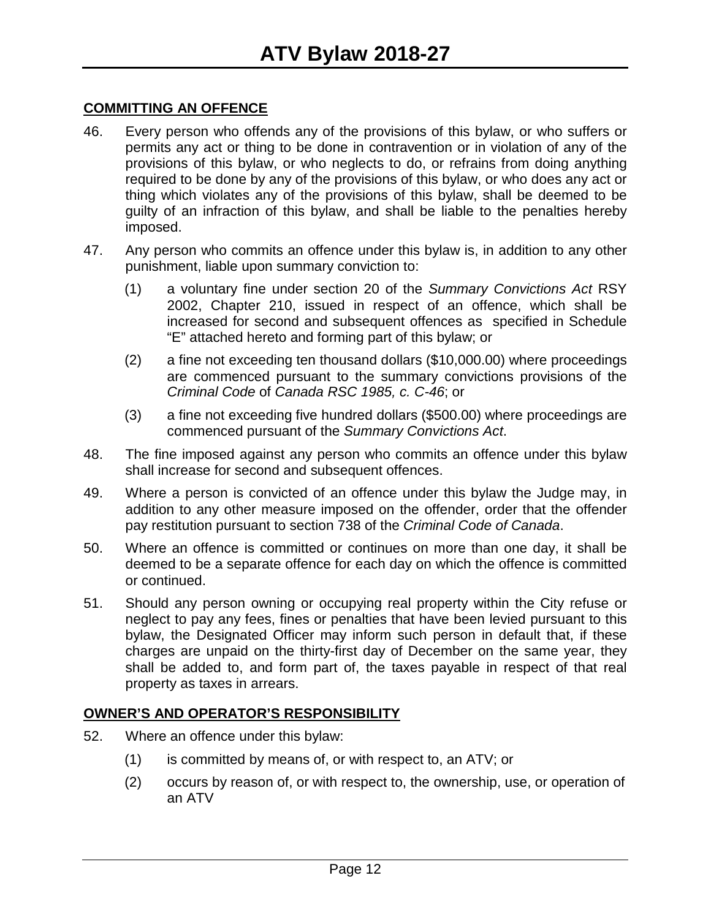## COMMITTING AN OFFENCE

46. Every person who offends any of the provisions of this bylaw, or who suffers or permits any act or thing to be done in contravention or in violation of any of the provisions of this bylaw, or who neglects to do, or refrains from doing anything required to be done by any of the provisions of this bylaw, or who does any act or thing which violates any of the provisions of this bylaw, shall be deemed to be guilty of an infraction of this bylaw, and shall be liable to the penalties hereby imposed.

47. Any person who commits an offence under this bylaw is, in addition to any other punishment, liable upon summary conviction to:

    (1) a voluntary fine under section 20 of the *Summary Convictions Act* RSY 2002, Chapter 210, issued in respect of an offence, which shall be increased for second and subsequent offences as specified in Schedule "E" attached hereto and forming part of this bylaw; or

    (2) a fine not exceeding ten thousand dollars ($10,000.00) where proceedings are commenced pursuant to the summary convictions provisions of the *Criminal Code* of *Canada RSC 1985, c. C-46*; or

    (3) a fine not exceeding five hundred dollars ($500.00) where proceedings are commenced pursuant of the *Summary Convictions Act*.

48. The fine imposed against any person who commits an offence under this bylaw shall increase for second and subsequent offences.

49. Where a person is convicted of an offence under this bylaw the Judge may, in addition to any other measure imposed on the offender, order that the offender pay restitution pursuant to section 738 of the *Criminal Code of Canada*.

50. Where an offence is committed or continues on more than one day, it shall be deemed to be a separate offence for each day on which the offence is committed or continued.

51. Should any person owning or occupying real property within the City refuse or neglect to pay any fees, fines or penalties that have been levied pursuant to this bylaw, the Designated Officer may inform such person in default that, if these charges are unpaid on the thirty-first day of December on the same year, they shall be added to, and form part of, the taxes payable in respect of that real property as taxes in arrears.

## OWNER'S AND OPERATOR'S RESPONSIBILITY

52. Where an offence under this bylaw:

    (1) is committed by means of, or with respect to, an ATV; or

    (2) occurs by reason of, or with respect to, the ownership, use, or operation of an ATV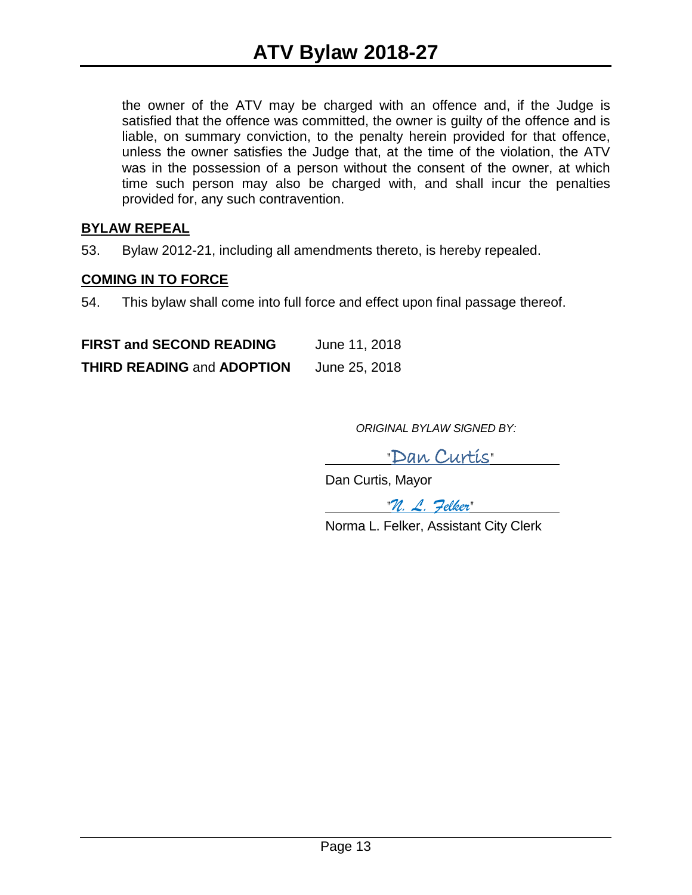the owner of the ATV may be charged with an offence and, if the Judge is satisfied that the offence was committed, the owner is guilty of the offence and is liable, on summary conviction, to the penalty herein provided for that offence, unless the owner satisfies the Judge that, at the time of the violation, the ATV was in the possession of a person without the consent of the owner, at which time such person may also be charged with, and shall incur the penalties provided for, any such contravention.

**BYLAW REPEAL**

53. Bylaw 2012-21, including all amendments thereto, is hereby repealed.

**COMING IN TO FORCE**

54. This bylaw shall come into full force and effect upon final passage thereof.

| | |
|---|---|
| **FIRST and SECOND READING** | June 11, 2018 |
| **THIRD READING** and **ADOPTION** | June 25, 2018 |

*ORIGINAL BYLAW SIGNED BY:*

"Dan Curtis"

Dan Curtis, Mayor

"N. L. Felker"

Norma L. Felker, Assistant City Clerk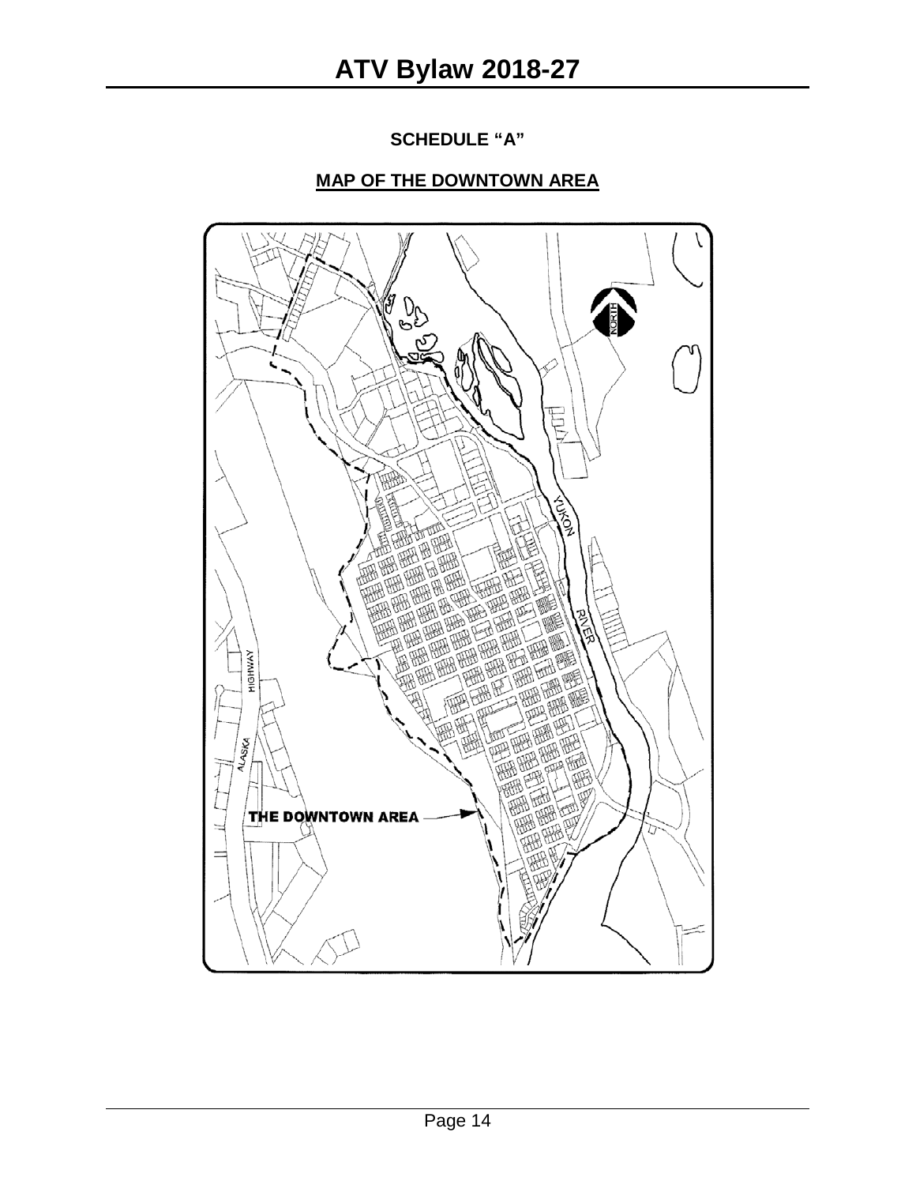**SCHEDULE "A"**

**MAP OF THE DOWNTOWN AREA**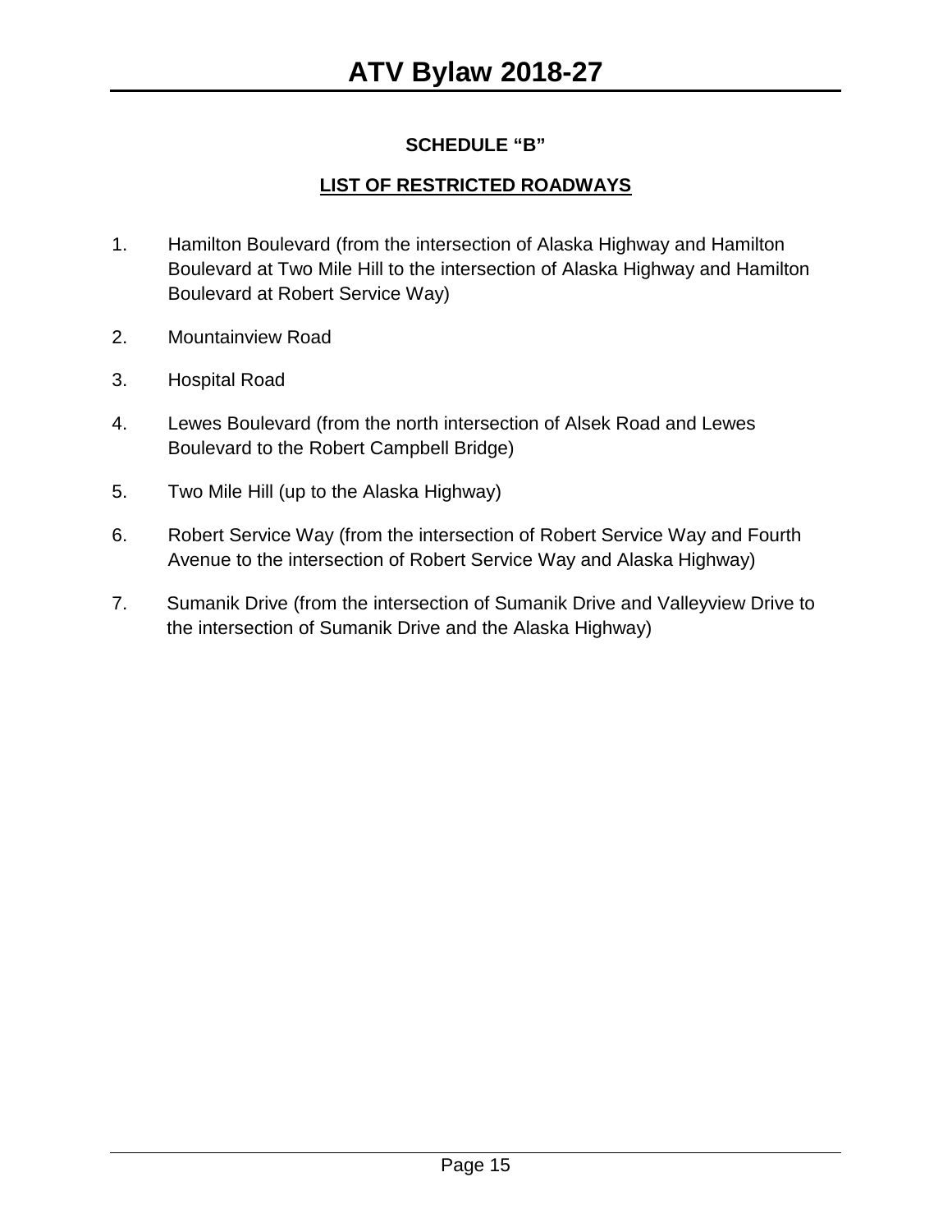## SCHEDULE "B"

## LIST OF RESTRICTED ROADWAYS

1. Hamilton Boulevard (from the intersection of Alaska Highway and Hamilton Boulevard at Two Mile Hill to the intersection of Alaska Highway and Hamilton Boulevard at Robert Service Way)
2. Mountainview Road
3. Hospital Road
4. Lewes Boulevard (from the north intersection of Alsek Road and Lewes Boulevard to the Robert Campbell Bridge)
5. Two Mile Hill (up to the Alaska Highway)
6. Robert Service Way (from the intersection of Robert Service Way and Fourth Avenue to the intersection of Robert Service Way and Alaska Highway)
7. Sumanik Drive (from the intersection of Sumanik Drive and Valleyview Drive to the intersection of Sumanik Drive and the Alaska Highway)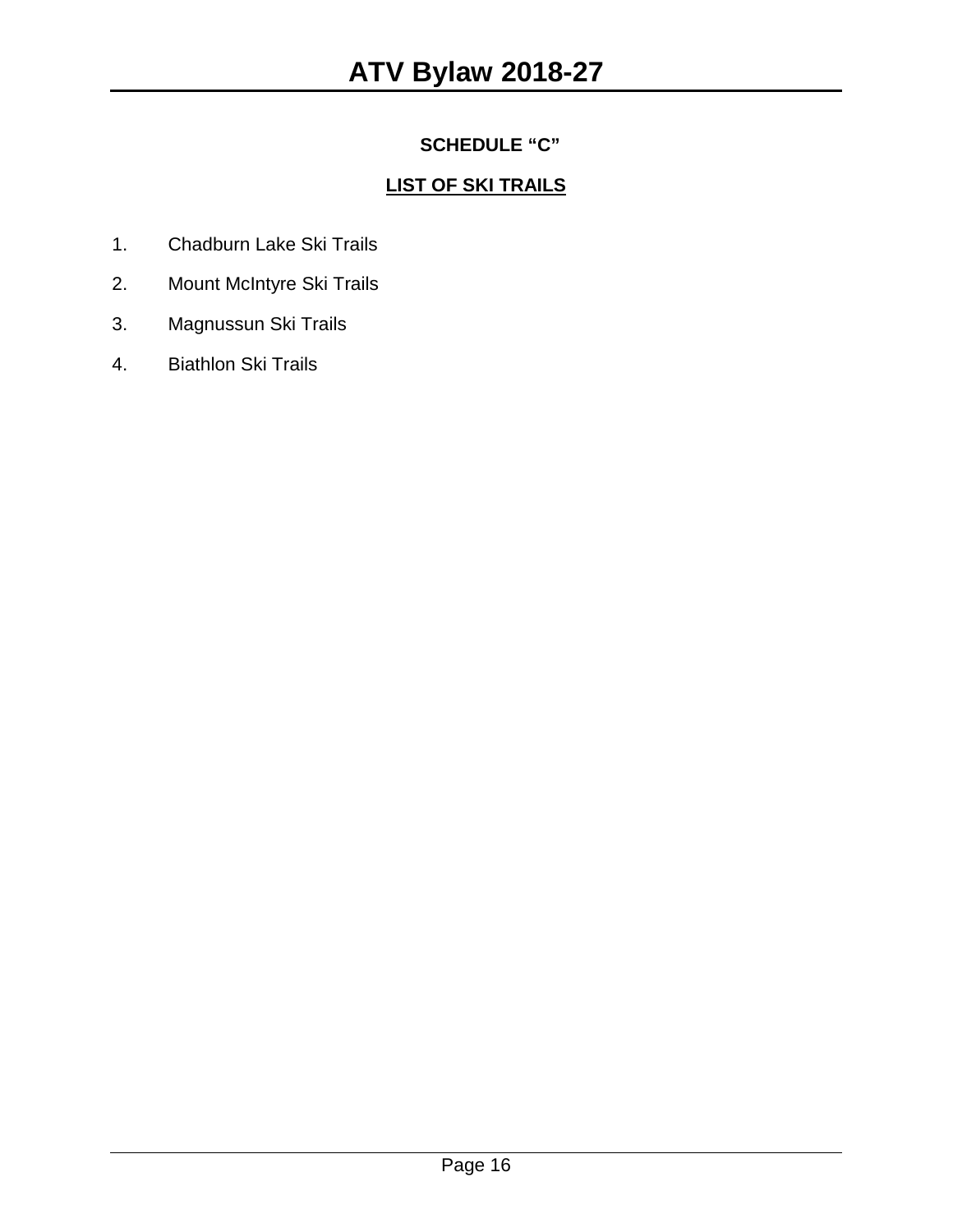## SCHEDULE "C"

**LIST OF SKI TRAILS**

1. Chadburn Lake Ski Trails
2. Mount McIntyre Ski Trails
3. Magnussun Ski Trails
4. Biathlon Ski Trails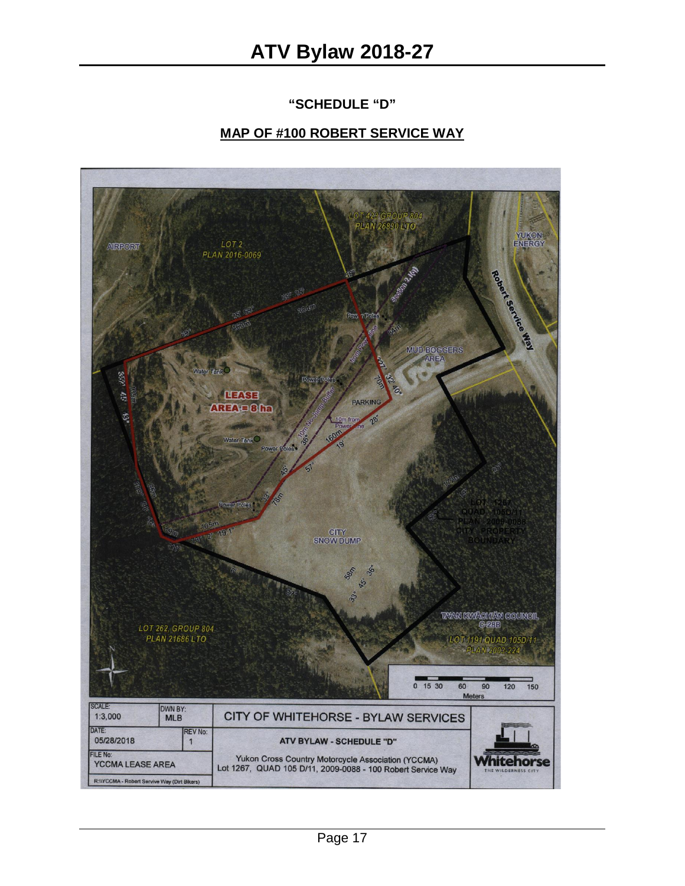**"SCHEDULE "D"**

**MAP OF #100 ROBERT SERVICE WAY**

| SCALE: 1:3,000 | DWN BY: MLB | CITY OF WHITEHORSE - BYLAW SERVICES |
|---|---|---|
| DATE: 05/28/2018 | REV No: 1 | ATV BYLAW - SCHEDULE "D" |
| FILE No: YCCMA LEASE AREA | | Yukon Cross Country Motorcycle Association (YCCMA) Lot 1267, QUAD 105 D/11, 2009-0088 - 100 Robert Service Way |

R:\YCCMA - Robert Servive Way (Dirt Bikers)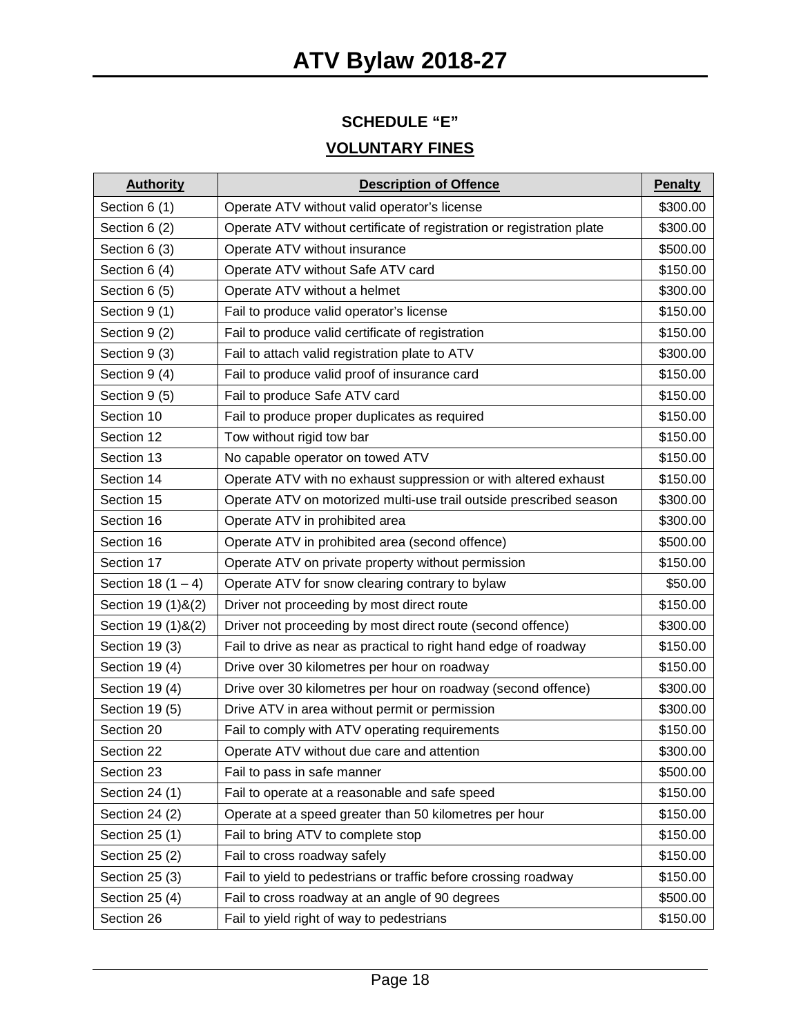## SCHEDULE "E"

## VOLUNTARY FINES

| Authority | Description of Offence | Penalty |
|---|---|---|
| Section 6 (1) | Operate ATV without valid operator's license | $300.00 |
| Section 6 (2) | Operate ATV without certificate of registration or registration plate | $300.00 |
| Section 6 (3) | Operate ATV without insurance | $500.00 |
| Section 6 (4) | Operate ATV without Safe ATV card | $150.00 |
| Section 6 (5) | Operate ATV without a helmet | $300.00 |
| Section 9 (1) | Fail to produce valid operator's license | $150.00 |
| Section 9 (2) | Fail to produce valid certificate of registration | $150.00 |
| Section 9 (3) | Fail to attach valid registration plate to ATV | $300.00 |
| Section 9 (4) | Fail to produce valid proof of insurance card | $150.00 |
| Section 9 (5) | Fail to produce Safe ATV card | $150.00 |
| Section 10 | Fail to produce proper duplicates as required | $150.00 |
| Section 12 | Tow without rigid tow bar | $150.00 |
| Section 13 | No capable operator on towed ATV | $150.00 |
| Section 14 | Operate ATV with no exhaust suppression or with altered exhaust | $150.00 |
| Section 15 | Operate ATV on motorized multi-use trail outside prescribed season | $300.00 |
| Section 16 | Operate ATV in prohibited area | $300.00 |
| Section 16 | Operate ATV in prohibited area (second offence) | $500.00 |
| Section 17 | Operate ATV on private property without permission | $150.00 |
| Section 18 (1 – 4) | Operate ATV for snow clearing contrary to bylaw | $50.00 |
| Section 19 (1)&(2) | Driver not proceeding by most direct route | $150.00 |
| Section 19 (1)&(2) | Driver not proceeding by most direct route (second offence) | $300.00 |
| Section 19 (3) | Fail to drive as near as practical to right hand edge of roadway | $150.00 |
| Section 19 (4) | Drive over 30 kilometres per hour on roadway | $150.00 |
| Section 19 (4) | Drive over 30 kilometres per hour on roadway (second offence) | $300.00 |
| Section 19 (5) | Drive ATV in area without permit or permission | $300.00 |
| Section 20 | Fail to comply with ATV operating requirements | $150.00 |
| Section 22 | Operate ATV without due care and attention | $300.00 |
| Section 23 | Fail to pass in safe manner | $500.00 |
| Section 24 (1) | Fail to operate at a reasonable and safe speed | $150.00 |
| Section 24 (2) | Operate at a speed greater than 50 kilometres per hour | $150.00 |
| Section 25 (1) | Fail to bring ATV to complete stop | $150.00 |
| Section 25 (2) | Fail to cross roadway safely | $150.00 |
| Section 25 (3) | Fail to yield to pedestrians or traffic before crossing roadway | $150.00 |
| Section 25 (4) | Fail to cross roadway at an angle of 90 degrees | $500.00 |
| Section 26 | Fail to yield right of way to pedestrians | $150.00 |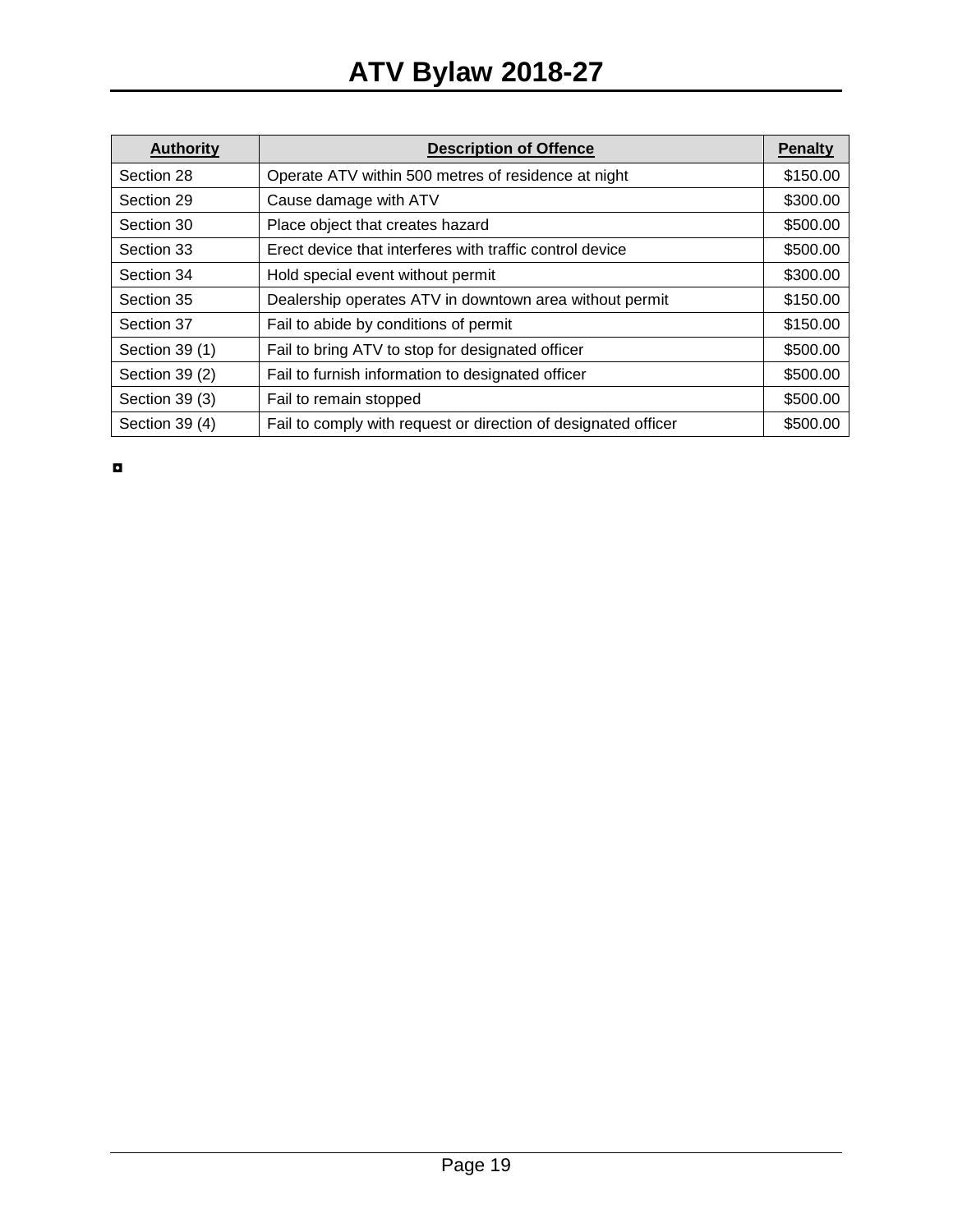| Authority | Description of Offence | Penalty |
| --- | --- | --- |
| Section 28 | Operate ATV within 500 metres of residence at night | $150.00 |
| Section 29 | Cause damage with ATV | $300.00 |
| Section 30 | Place object that creates hazard | $500.00 |
| Section 33 | Erect device that interferes with traffic control device | $500.00 |
| Section 34 | Hold special event without permit | $300.00 |
| Section 35 | Dealership operates ATV in downtown area without permit | $150.00 |
| Section 37 | Fail to abide by conditions of permit | $150.00 |
| Section 39 (1) | Fail to bring ATV to stop for designated officer | $500.00 |
| Section 39 (2) | Fail to furnish information to designated officer | $500.00 |
| Section 39 (3) | Fail to remain stopped | $500.00 |
| Section 39 (4) | Fail to comply with request or direction of designated officer | $500.00 |

◘